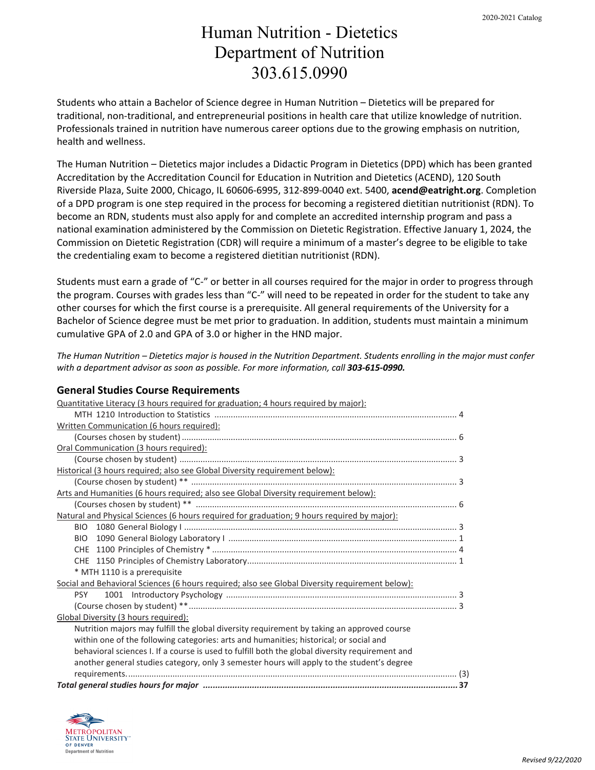# Human Nutrition - Dietetics
# Department of Nutrition
# 303.615.0990

Students who attain a Bachelor of Science degree in Human Nutrition – Dietetics will be prepared for traditional, non-traditional, and entrepreneurial positions in health care that utilize knowledge of nutrition. Professionals trained in nutrition have numerous career options due to the growing emphasis on nutrition, health and wellness.

The Human Nutrition – Dietetics major includes a Didactic Program in Dietetics (DPD) which has been granted Accreditation by the Accreditation Council for Education in Nutrition and Dietetics (ACEND), 120 South Riverside Plaza, Suite 2000, Chicago, IL 60606-6995, 312-899-0040 ext. 5400, **acend@eatright.org**. Completion of a DPD program is one step required in the process for becoming a registered dietitian nutritionist (RDN). To become an RDN, students must also apply for and complete an accredited internship program and pass a national examination administered by the Commission on Dietetic Registration. Effective January 1, 2024, the Commission on Dietetic Registration (CDR) will require a minimum of a master's degree to be eligible to take the credentialing exam to become a registered dietitian nutritionist (RDN).

Students must earn a grade of "C-" or better in all courses required for the major in order to progress through the program. Courses with grades less than "C-" will need to be repeated in order for the student to take any other courses for which the first course is a prerequisite. All general requirements of the University for a Bachelor of Science degree must be met prior to graduation. In addition, students must maintain a minimum cumulative GPA of 2.0 and GPA of 3.0 or higher in the HND major.

*The Human Nutrition – Dietetics major is housed in the Nutrition Department. Students enrolling in the major must confer with a department advisor as soon as possible. For more information, call* ***303-615-0990.***

## General Studies Course Requirements

Quantitative Literacy (3 hours required for graduation; 4 hours required by major):
- MTH 1210 Introduction to Statistics ..... 4

Written Communication (6 hours required):
- (Courses chosen by student) ..... 6

Oral Communication (3 hours required):
- (Course chosen by student) ..... 3

Historical (3 hours required; also see Global Diversity requirement below):
- (Course chosen by student) ** ..... 3

Arts and Humanities (6 hours required; also see Global Diversity requirement below):
- (Courses chosen by student) ** ..... 6

Natural and Physical Sciences (6 hours required for graduation; 9 hours required by major):
- BIO 1080 General Biology I ..... 3
- BIO 1090 General Biology Laboratory I ..... 1
- CHE 1100 Principles of Chemistry * ..... 4
- CHE 1150 Principles of Chemistry Laboratory ..... 1
- * MTH 1110 is a prerequisite

Social and Behavioral Sciences (6 hours required; also see Global Diversity requirement below):
- PSY 1001 Introductory Psychology ..... 3
- (Course chosen by student) ** ..... 3

Global Diversity (3 hours required):
- Nutrition majors may fulfill the global diversity requirement by taking an approved course within one of the following categories: arts and humanities; historical; or social and behavioral sciences I. If a course is used to fulfill both the global diversity requirement and another general studies category, only 3 semester hours will apply to the student's degree requirements. ..... (3)

***Total general studies hours for major ..... 37***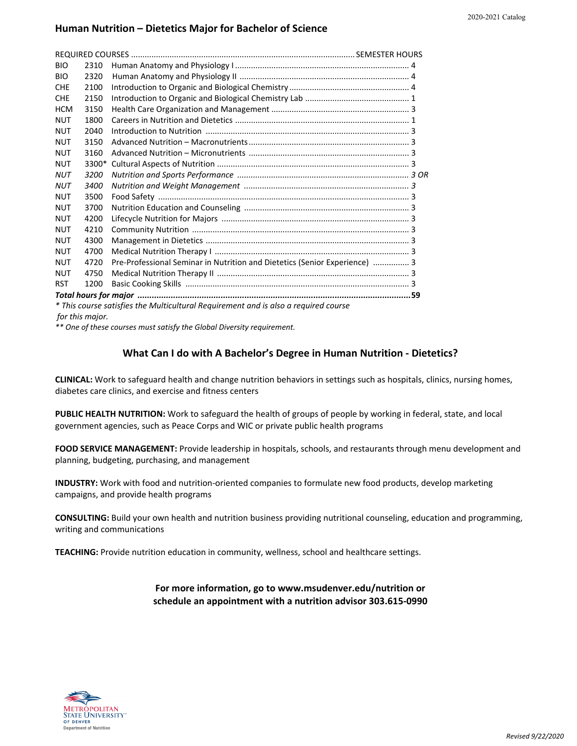## Human Nutrition – Dietetics Major for Bachelor of Science

| REQUIRED COURSES | | | SEMESTER HOURS |
|---|---|---|---|
| BIO | 2310 | Human Anatomy and Physiology I | 4 |
| BIO | 2320 | Human Anatomy and Physiology II | 4 |
| CHE | 2100 | Introduction to Organic and Biological Chemistry | 4 |
| CHE | 2150 | Introduction to Organic and Biological Chemistry Lab | 1 |
| HCM | 3150 | Health Care Organization and Management | 3 |
| NUT | 1800 | Careers in Nutrition and Dietetics | 1 |
| NUT | 2040 | Introduction to Nutrition | 3 |
| NUT | 3150 | Advanced Nutrition – Macronutrients | 3 |
| NUT | 3160 | Advanced Nutrition – Micronutrients | 3 |
| NUT | 3300* | Cultural Aspects of Nutrition | 3 |
| *NUT* | *3200* | *Nutrition and Sports Performance* | *3 OR* |
| *NUT* | *3400* | *Nutrition and Weight Management* | *3* |
| NUT | 3500 | Food Safety | 3 |
| NUT | 3700 | Nutrition Education and Counseling | 3 |
| NUT | 4200 | Lifecycle Nutrition for Majors | 3 |
| NUT | 4210 | Community Nutrition | 3 |
| NUT | 4300 | Management in Dietetics | 3 |
| NUT | 4700 | Medical Nutrition Therapy I | 3 |
| NUT | 4720 | Pre-Professional Seminar in Nutrition and Dietetics (Senior Experience) | 3 |
| NUT | 4750 | Medical Nutrition Therapy II | 3 |
| RST | 1200 | Basic Cooking Skills | 3 |
| ***Total hours for major*** | | | **59** |

*\* This course satisfies the Multicultural Requirement and is also a required course for this major.*

*\*\* One of these courses must satisfy the Global Diversity requirement.*

### What Can I do with A Bachelor's Degree in Human Nutrition - Dietetics?

**CLINICAL:** Work to safeguard health and change nutrition behaviors in settings such as hospitals, clinics, nursing homes, diabetes care clinics, and exercise and fitness centers

**PUBLIC HEALTH NUTRITION:** Work to safeguard the health of groups of people by working in federal, state, and local government agencies, such as Peace Corps and WIC or private public health programs

**FOOD SERVICE MANAGEMENT:** Provide leadership in hospitals, schools, and restaurants through menu development and planning, budgeting, purchasing, and management

**INDUSTRY:** Work with food and nutrition-oriented companies to formulate new food products, develop marketing campaigns, and provide health programs

**CONSULTING:** Build your own health and nutrition business providing nutritional counseling, education and programming, writing and communications

**TEACHING:** Provide nutrition education in community, wellness, school and healthcare settings.

**For more information, go to www.msudenver.edu/nutrition or schedule an appointment with a nutrition advisor 303.615-0990**

Metropolitan State University of Denver
Department of Nutrition

*Revised 9/22/2020*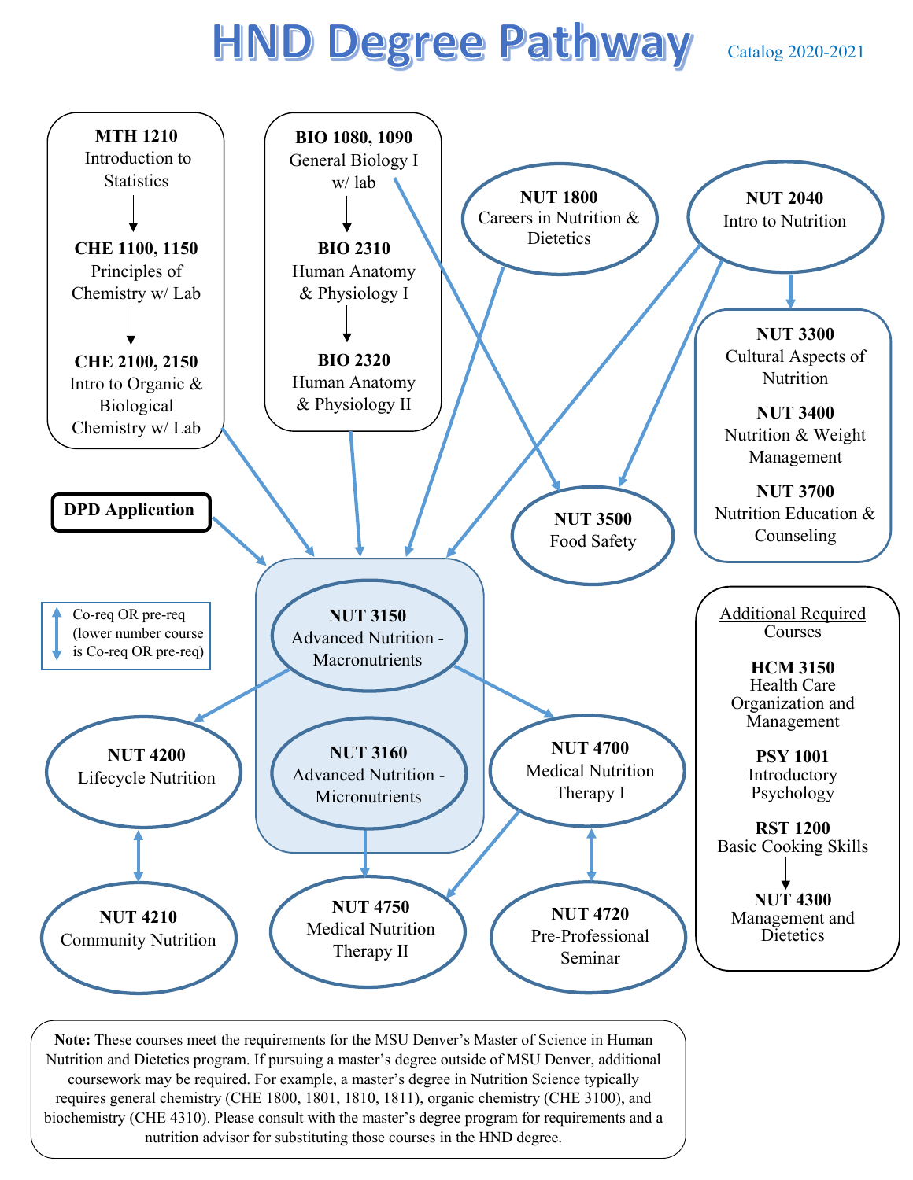# HND Degree Pathway

Catalog 2020-2021

**MTH 1210**
Introduction to Statistics

**CHE 1100, 1150**
Principles of Chemistry w/ Lab

**CHE 2100, 2150**
Intro to Organic & Biological Chemistry w/ Lab

**BIO 1080, 1090**
General Biology I w/ lab

**BIO 2310**
Human Anatomy & Physiology I

**BIO 2320**
Human Anatomy & Physiology II

**NUT 1800**
Careers in Nutrition & Dietetics

**NUT 2040**
Intro to Nutrition

**NUT 3300**
Cultural Aspects of Nutrition

**NUT 3400**
Nutrition & Weight Management

**NUT 3700**
Nutrition Education & Counseling

**DPD Application**

**NUT 3500**
Food Safety

Co-req OR pre-req (lower number course is Co-req OR pre-req)

**NUT 3150**
Advanced Nutrition - Macronutrients

**NUT 3160**
Advanced Nutrition - Micronutrients

**NUT 4200**
Lifecycle Nutrition

**NUT 4700**
Medical Nutrition Therapy I

**NUT 4210**
Community Nutrition

**NUT 4750**
Medical Nutrition Therapy II

**NUT 4720**
Pre-Professional Seminar

Additional Required Courses

**HCM 3150**
Health Care Organization and Management

**PSY 1001**
Introductory Psychology

**RST 1200**
Basic Cooking Skills

**NUT 4300**
Management and Dietetics

**Note:** These courses meet the requirements for the MSU Denver's Master of Science in Human Nutrition and Dietetics program. If pursuing a master's degree outside of MSU Denver, additional coursework may be required. For example, a master's degree in Nutrition Science typically requires general chemistry (CHE 1800, 1801, 1810, 1811), organic chemistry (CHE 3100), and biochemistry (CHE 4310). Please consult with the master's degree program for requirements and a nutrition advisor for substituting those courses in the HND degree.